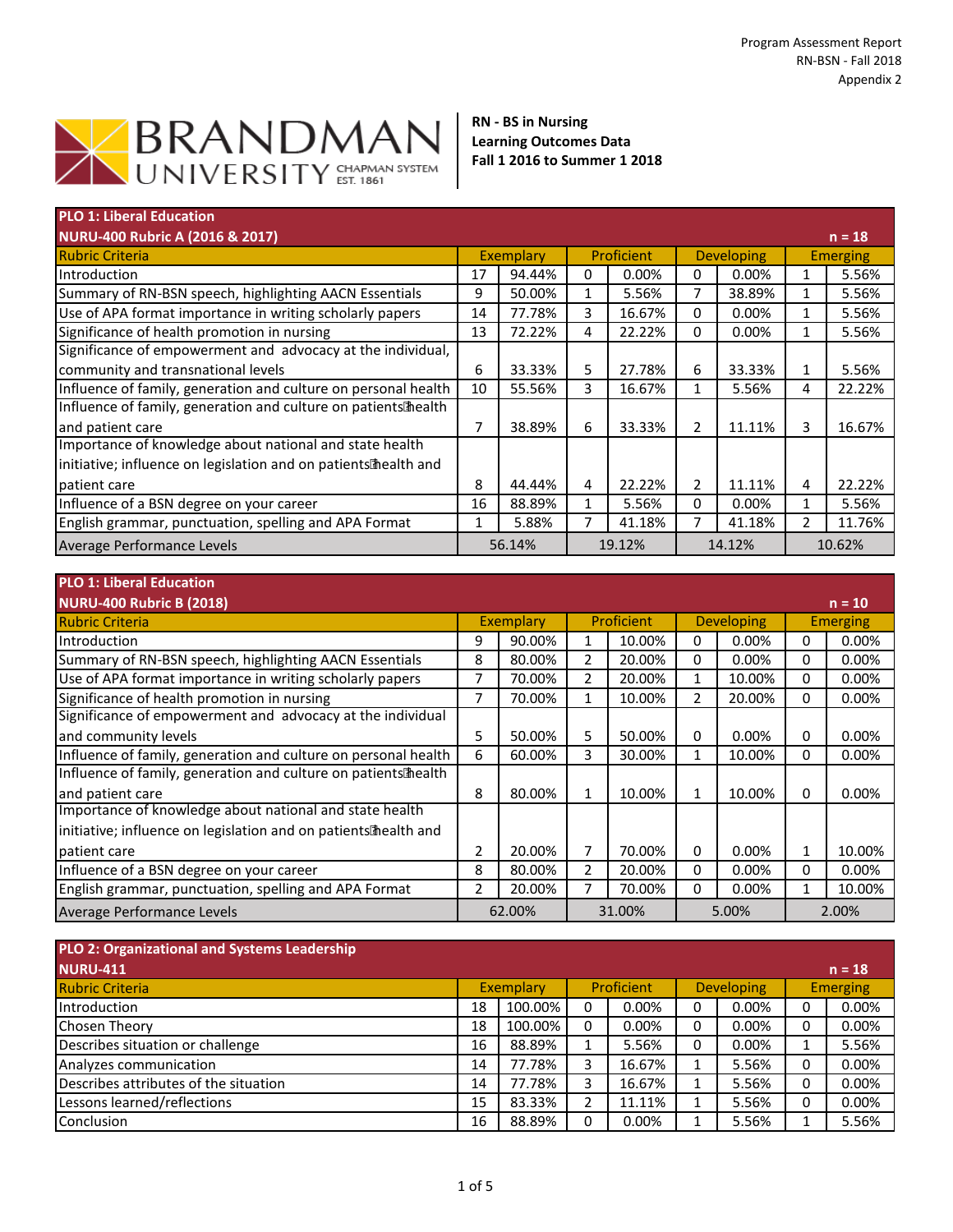Program Assessment Report
RN-BSN - Fall 2018
Appendix 2

BRANDMAN UNIVERSITY CHAPMAN SYSTEM EST. 1861

**RN - BS in Nursing**
**Learning Outcomes Data**
**Fall 1 2016 to Summer 1 2018**

**PLO 1: Liberal Education**
**NURU-400 Rubric A (2016 & 2017)** — n = 18

| Rubric Criteria | Exemplary | | Proficient | | Developing | | Emerging | |
|---|---|---|---|---|---|---|---|---|
| Introduction | 17 | 94.44% | 0 | 0.00% | 0 | 0.00% | 1 | 5.56% |
| Summary of RN-BSN speech, highlighting AACN Essentials | 9 | 50.00% | 1 | 5.56% | 7 | 38.89% | 1 | 5.56% |
| Use of APA format importance in writing scholarly papers | 14 | 77.78% | 3 | 16.67% | 0 | 0.00% | 1 | 5.56% |
| Significance of health promotion in nursing | 13 | 72.22% | 4 | 22.22% | 0 | 0.00% | 1 | 5.56% |
| Significance of empowerment and advocacy at the individual, community and transnational levels | 6 | 33.33% | 5 | 27.78% | 6 | 33.33% | 1 | 5.56% |
| Influence of family, generation and culture on personal health | 10 | 55.56% | 3 | 16.67% | 1 | 5.56% | 4 | 22.22% |
| Influence of family, generation and culture on patients' health and patient care | 7 | 38.89% | 6 | 33.33% | 2 | 11.11% | 3 | 16.67% |
| Importance of knowledge about national and state health initiative; influence on legislation and on patients' health and patient care | 8 | 44.44% | 4 | 22.22% | 2 | 11.11% | 4 | 22.22% |
| Influence of a BSN degree on your career | 16 | 88.89% | 1 | 5.56% | 0 | 0.00% | 1 | 5.56% |
| English grammar, punctuation, spelling and APA Format | 1 | 5.88% | 7 | 41.18% | 7 | 41.18% | 2 | 11.76% |
| Average Performance Levels | 56.14% | | 19.12% | | 14.12% | | 10.62% | |

**PLO 1: Liberal Education**
**NURU-400 Rubric B (2018)** — n = 10

| Rubric Criteria | Exemplary | | Proficient | | Developing | | Emerging | |
|---|---|---|---|---|---|---|---|---|
| Introduction | 9 | 90.00% | 1 | 10.00% | 0 | 0.00% | 0 | 0.00% |
| Summary of RN-BSN speech, highlighting AACN Essentials | 8 | 80.00% | 2 | 20.00% | 0 | 0.00% | 0 | 0.00% |
| Use of APA format importance in writing scholarly papers | 7 | 70.00% | 2 | 20.00% | 1 | 10.00% | 0 | 0.00% |
| Significance of health promotion in nursing | 7 | 70.00% | 1 | 10.00% | 2 | 20.00% | 0 | 0.00% |
| Significance of empowerment and advocacy at the individual and community levels | 5 | 50.00% | 5 | 50.00% | 0 | 0.00% | 0 | 0.00% |
| Influence of family, generation and culture on personal health | 6 | 60.00% | 3 | 30.00% | 1 | 10.00% | 0 | 0.00% |
| Influence of family, generation and culture on patients' health and patient care | 8 | 80.00% | 1 | 10.00% | 1 | 10.00% | 0 | 0.00% |
| Importance of knowledge about national and state health initiative; influence on legislation and on patients' health and patient care | 2 | 20.00% | 7 | 70.00% | 0 | 0.00% | 1 | 10.00% |
| Influence of a BSN degree on your career | 8 | 80.00% | 2 | 20.00% | 0 | 0.00% | 0 | 0.00% |
| English grammar, punctuation, spelling and APA Format | 2 | 20.00% | 7 | 70.00% | 0 | 0.00% | 1 | 10.00% |
| Average Performance Levels | 62.00% | | 31.00% | | 5.00% | | 2.00% | |

**PLO 2: Organizational and Systems Leadership**
**NURU-411** — n = 18

| Rubric Criteria | Exemplary | | Proficient | | Developing | | Emerging | |
|---|---|---|---|---|---|---|---|---|
| Introduction | 18 | 100.00% | 0 | 0.00% | 0 | 0.00% | 0 | 0.00% |
| Chosen Theory | 18 | 100.00% | 0 | 0.00% | 0 | 0.00% | 0 | 0.00% |
| Describes situation or challenge | 16 | 88.89% | 1 | 5.56% | 0 | 0.00% | 1 | 5.56% |
| Analyzes communication | 14 | 77.78% | 3 | 16.67% | 1 | 5.56% | 0 | 0.00% |
| Describes attributes of the situation | 14 | 77.78% | 3 | 16.67% | 1 | 5.56% | 0 | 0.00% |
| Lessons learned/reflections | 15 | 83.33% | 2 | 11.11% | 1 | 5.56% | 0 | 0.00% |
| Conclusion | 16 | 88.89% | 0 | 0.00% | 1 | 5.56% | 1 | 5.56% |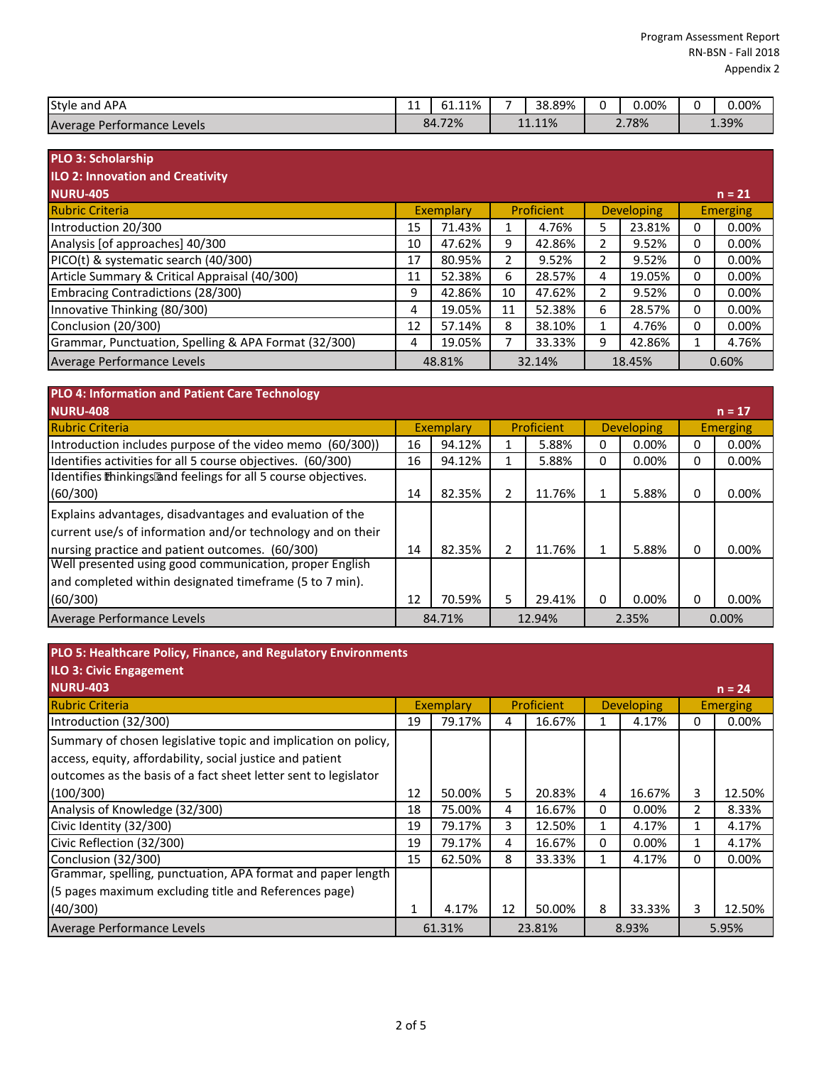| Style and APA | 11 | 61.11% | 7 | 38.89% | 0 | 0.00% | 0 | 0.00% |
|---|---|---|---|---|---|---|---|---|
| Average Performance Levels | 84.72% | | 11.11% | | 2.78% | | 1.39% | |

**PLO 3: Scholarship**
**ILO 2: Innovation and Creativity**
**NURU-405** n = 21

| Rubric Criteria | Exemplary | | Proficient | | Developing | | Emerging | |
|---|---|---|---|---|---|---|---|---|
| Introduction 20/300 | 15 | 71.43% | 1 | 4.76% | 5 | 23.81% | 0 | 0.00% |
| Analysis [of approaches] 40/300 | 10 | 47.62% | 9 | 42.86% | 2 | 9.52% | 0 | 0.00% |
| PICO(t) & systematic search (40/300) | 17 | 80.95% | 2 | 9.52% | 2 | 9.52% | 0 | 0.00% |
| Article Summary & Critical Appraisal (40/300) | 11 | 52.38% | 6 | 28.57% | 4 | 19.05% | 0 | 0.00% |
| Embracing Contradictions (28/300) | 9 | 42.86% | 10 | 47.62% | 2 | 9.52% | 0 | 0.00% |
| Innovative Thinking (80/300) | 4 | 19.05% | 11 | 52.38% | 6 | 28.57% | 0 | 0.00% |
| Conclusion (20/300) | 12 | 57.14% | 8 | 38.10% | 1 | 4.76% | 0 | 0.00% |
| Grammar, Punctuation, Spelling & APA Format (32/300) | 4 | 19.05% | 7 | 33.33% | 9 | 42.86% | 1 | 4.76% |
| Average Performance Levels | 48.81% | | 32.14% | | 18.45% | | 0.60% | |

**PLO 4: Information and Patient Care Technology**
**NURU-408** n = 17

| Rubric Criteria | Exemplary | | Proficient | | Developing | | Emerging | |
|---|---|---|---|---|---|---|---|---|
| Introduction includes purpose of the video memo (60/300)) | 16 | 94.12% | 1 | 5.88% | 0 | 0.00% | 0 | 0.00% |
| Identifies activities for all 5 course objectives. (60/300) | 16 | 94.12% | 1 | 5.88% | 0 | 0.00% | 0 | 0.00% |
| Identifies thinkings and feelings for all 5 course objectives. (60/300) | 14 | 82.35% | 2 | 11.76% | 1 | 5.88% | 0 | 0.00% |
| Explains advantages, disadvantages and evaluation of the current use/s of information and/or technology and on their nursing practice and patient outcomes. (60/300) | 14 | 82.35% | 2 | 11.76% | 1 | 5.88% | 0 | 0.00% |
| Well presented using good communication, proper English and completed within designated timeframe (5 to 7 min). (60/300) | 12 | 70.59% | 5 | 29.41% | 0 | 0.00% | 0 | 0.00% |
| Average Performance Levels | 84.71% | | 12.94% | | 2.35% | | 0.00% | |

**PLO 5: Healthcare Policy, Finance, and Regulatory Environments**
**ILO 3: Civic Engagement**
**NURU-403** n = 24

| Rubric Criteria | Exemplary | | Proficient | | Developing | | Emerging | |
|---|---|---|---|---|---|---|---|---|
| Introduction (32/300) | 19 | 79.17% | 4 | 16.67% | 1 | 4.17% | 0 | 0.00% |
| Summary of chosen legislative topic and implication on policy, access, equity, affordability, social justice and patient outcomes as the basis of a fact sheet letter sent to legislator (100/300) | 12 | 50.00% | 5 | 20.83% | 4 | 16.67% | 3 | 12.50% |
| Analysis of Knowledge (32/300) | 18 | 75.00% | 4 | 16.67% | 0 | 0.00% | 2 | 8.33% |
| Civic Identity (32/300) | 19 | 79.17% | 3 | 12.50% | 1 | 4.17% | 1 | 4.17% |
| Civic Reflection (32/300) | 19 | 79.17% | 4 | 16.67% | 0 | 0.00% | 1 | 4.17% |
| Conclusion (32/300) | 15 | 62.50% | 8 | 33.33% | 1 | 4.17% | 0 | 0.00% |
| Grammar, spelling, punctuation, APA format and paper length (5 pages maximum excluding title and References page) (40/300) | 1 | 4.17% | 12 | 50.00% | 8 | 33.33% | 3 | 12.50% |
| Average Performance Levels | 61.31% | | 23.81% | | 8.93% | | 5.95% | |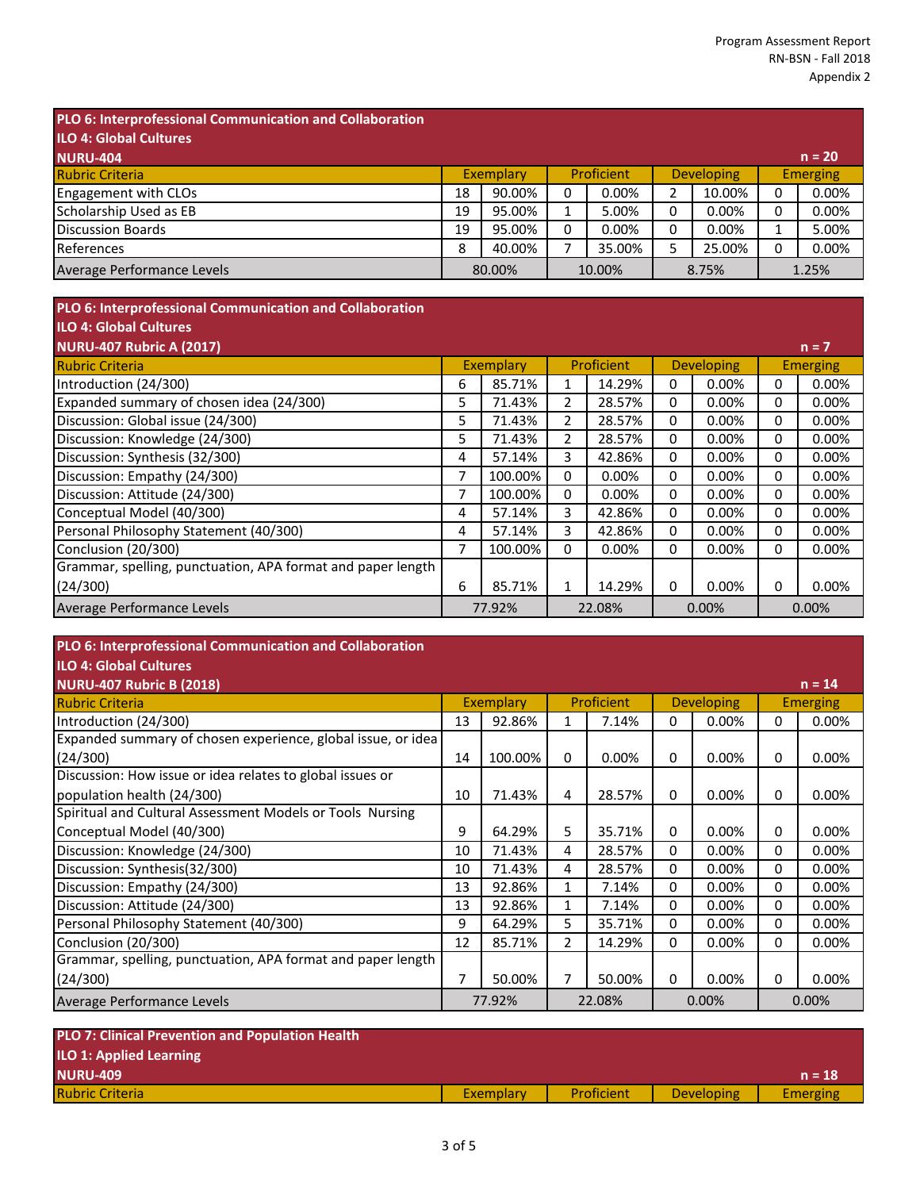| PLO 6: Interprofessional Communication and Collaboration<br>ILO 4: Global Cultures<br>NURU-404 | | | | | | | | | n = 20 |
|---|---|---|---|---|---|---|---|---|---|
| Rubric Criteria | Exemplary | | Proficient | | Developing | | Emerging | | |
| Engagement with CLOs | 18 | 90.00% | 0 | 0.00% | 2 | 10.00% | 0 | 0.00% | |
| Scholarship Used as EB | 19 | 95.00% | 1 | 5.00% | 0 | 0.00% | 0 | 0.00% | |
| Discussion Boards | 19 | 95.00% | 0 | 0.00% | 0 | 0.00% | 1 | 5.00% | |
| References | 8 | 40.00% | 7 | 35.00% | 5 | 25.00% | 0 | 0.00% | |
| Average Performance Levels | 80.00% | | 10.00% | | 8.75% | | 1.25% | | |

| PLO 6: Interprofessional Communication and Collaboration<br>ILO 4: Global Cultures<br>NURU-407 Rubric A (2017) | | | | | | | | | n = 7 |
|---|---|---|---|---|---|---|---|---|---|
| Rubric Criteria | Exemplary | | Proficient | | Developing | | Emerging | | |
| Introduction (24/300) | 6 | 85.71% | 1 | 14.29% | 0 | 0.00% | 0 | 0.00% | |
| Expanded summary of chosen idea (24/300) | 5 | 71.43% | 2 | 28.57% | 0 | 0.00% | 0 | 0.00% | |
| Discussion: Global issue (24/300) | 5 | 71.43% | 2 | 28.57% | 0 | 0.00% | 0 | 0.00% | |
| Discussion: Knowledge (24/300) | 5 | 71.43% | 2 | 28.57% | 0 | 0.00% | 0 | 0.00% | |
| Discussion: Synthesis (32/300) | 4 | 57.14% | 3 | 42.86% | 0 | 0.00% | 0 | 0.00% | |
| Discussion: Empathy (24/300) | 7 | 100.00% | 0 | 0.00% | 0 | 0.00% | 0 | 0.00% | |
| Discussion: Attitude (24/300) | 7 | 100.00% | 0 | 0.00% | 0 | 0.00% | 0 | 0.00% | |
| Conceptual Model (40/300) | 4 | 57.14% | 3 | 42.86% | 0 | 0.00% | 0 | 0.00% | |
| Personal Philosophy Statement (40/300) | 4 | 57.14% | 3 | 42.86% | 0 | 0.00% | 0 | 0.00% | |
| Conclusion (20/300) | 7 | 100.00% | 0 | 0.00% | 0 | 0.00% | 0 | 0.00% | |
| Grammar, spelling, punctuation, APA format and paper length (24/300) | 6 | 85.71% | 1 | 14.29% | 0 | 0.00% | 0 | 0.00% | |
| Average Performance Levels | 77.92% | | 22.08% | | 0.00% | | 0.00% | | |

| PLO 6: Interprofessional Communication and Collaboration<br>ILO 4: Global Cultures<br>NURU-407 Rubric B (2018) | | | | | | | | | n = 14 |
|---|---|---|---|---|---|---|---|---|---|
| Rubric Criteria | Exemplary | | Proficient | | Developing | | Emerging | | |
| Introduction (24/300) | 13 | 92.86% | 1 | 7.14% | 0 | 0.00% | 0 | 0.00% | |
| Expanded summary of chosen experience, global issue, or idea (24/300) | 14 | 100.00% | 0 | 0.00% | 0 | 0.00% | 0 | 0.00% | |
| Discussion: How issue or idea relates to global issues or population health (24/300) | 10 | 71.43% | 4 | 28.57% | 0 | 0.00% | 0 | 0.00% | |
| Spiritual and Cultural Assessment Models or Tools Nursing Conceptual Model (40/300) | 9 | 64.29% | 5 | 35.71% | 0 | 0.00% | 0 | 0.00% | |
| Discussion: Knowledge (24/300) | 10 | 71.43% | 4 | 28.57% | 0 | 0.00% | 0 | 0.00% | |
| Discussion: Synthesis(32/300) | 10 | 71.43% | 4 | 28.57% | 0 | 0.00% | 0 | 0.00% | |
| Discussion: Empathy (24/300) | 13 | 92.86% | 1 | 7.14% | 0 | 0.00% | 0 | 0.00% | |
| Discussion: Attitude (24/300) | 13 | 92.86% | 1 | 7.14% | 0 | 0.00% | 0 | 0.00% | |
| Personal Philosophy Statement (40/300) | 9 | 64.29% | 5 | 35.71% | 0 | 0.00% | 0 | 0.00% | |
| Conclusion (20/300) | 12 | 85.71% | 2 | 14.29% | 0 | 0.00% | 0 | 0.00% | |
| Grammar, spelling, punctuation, APA format and paper length (24/300) | 7 | 50.00% | 7 | 50.00% | 0 | 0.00% | 0 | 0.00% | |
| Average Performance Levels | 77.92% | | 22.08% | | 0.00% | | 0.00% | | |

| PLO 7: Clinical Prevention and Population Health<br>ILO 1: Applied Learning<br>NURU-409 | | | | | n = 18 |
|---|---|---|---|---|---|
| Rubric Criteria | Exemplary | Proficient | Developing | Emerging | |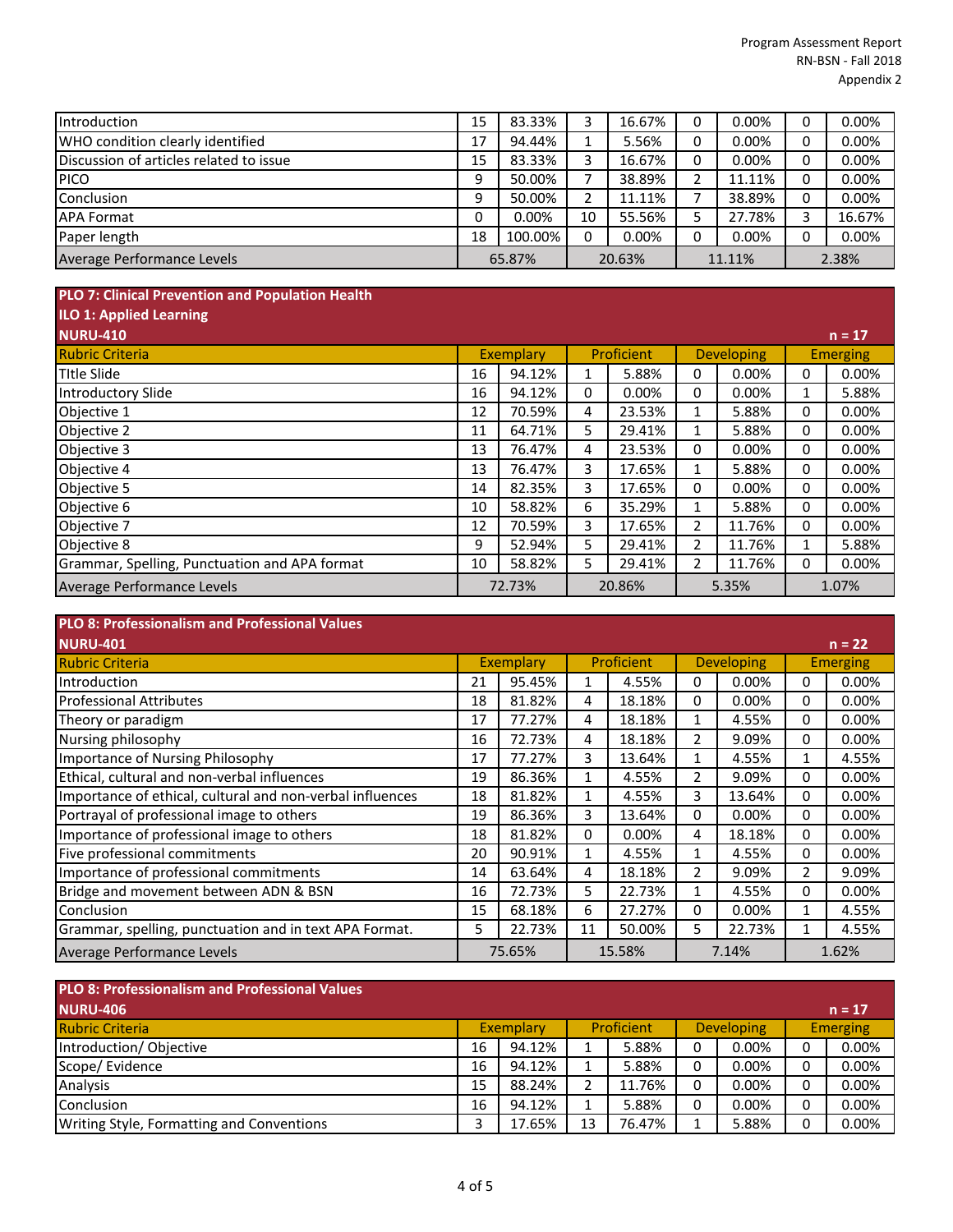| | | | | | | | | |
|---|---|---|---|---|---|---|---|---|
| Introduction | 15 | 83.33% | 3 | 16.67% | 0 | 0.00% | 0 | 0.00% |
| WHO condition clearly identified | 17 | 94.44% | 1 | 5.56% | 0 | 0.00% | 0 | 0.00% |
| Discussion of articles related to issue | 15 | 83.33% | 3 | 16.67% | 0 | 0.00% | 0 | 0.00% |
| PICO | 9 | 50.00% | 7 | 38.89% | 2 | 11.11% | 0 | 0.00% |
| Conclusion | 9 | 50.00% | 2 | 11.11% | 7 | 38.89% | 0 | 0.00% |
| APA Format | 0 | 0.00% | 10 | 55.56% | 5 | 27.78% | 3 | 16.67% |
| Paper length | 18 | 100.00% | 0 | 0.00% | 0 | 0.00% | 0 | 0.00% |
| Average Performance Levels | 65.87% | | 20.63% | | 11.11% | | 2.38% | |

**PLO 7: Clinical Prevention and Population Health**
**ILO 1: Applied Learning**
**NURU-410** — n = 17

| Rubric Criteria | Exemplary | | Proficient | | Developing | | Emerging | |
|---|---|---|---|---|---|---|---|---|
| TItle Slide | 16 | 94.12% | 1 | 5.88% | 0 | 0.00% | 0 | 0.00% |
| Introductory Slide | 16 | 94.12% | 0 | 0.00% | 0 | 0.00% | 1 | 5.88% |
| Objective 1 | 12 | 70.59% | 4 | 23.53% | 1 | 5.88% | 0 | 0.00% |
| Objective 2 | 11 | 64.71% | 5 | 29.41% | 1 | 5.88% | 0 | 0.00% |
| Objective 3 | 13 | 76.47% | 4 | 23.53% | 0 | 0.00% | 0 | 0.00% |
| Objective 4 | 13 | 76.47% | 3 | 17.65% | 1 | 5.88% | 0 | 0.00% |
| Objective 5 | 14 | 82.35% | 3 | 17.65% | 0 | 0.00% | 0 | 0.00% |
| Objective 6 | 10 | 58.82% | 6 | 35.29% | 1 | 5.88% | 0 | 0.00% |
| Objective 7 | 12 | 70.59% | 3 | 17.65% | 2 | 11.76% | 0 | 0.00% |
| Objective 8 | 9 | 52.94% | 5 | 29.41% | 2 | 11.76% | 1 | 5.88% |
| Grammar, Spelling, Punctuation and APA format | 10 | 58.82% | 5 | 29.41% | 2 | 11.76% | 0 | 0.00% |
| Average Performance Levels | 72.73% | | 20.86% | | 5.35% | | 1.07% | |

**PLO 8: Professionalism and Professional Values**
**NURU-401** — n = 22

| Rubric Criteria | Exemplary | | Proficient | | Developing | | Emerging | |
|---|---|---|---|---|---|---|---|---|
| Introduction | 21 | 95.45% | 1 | 4.55% | 0 | 0.00% | 0 | 0.00% |
| Professional Attributes | 18 | 81.82% | 4 | 18.18% | 0 | 0.00% | 0 | 0.00% |
| Theory or paradigm | 17 | 77.27% | 4 | 18.18% | 1 | 4.55% | 0 | 0.00% |
| Nursing philosophy | 16 | 72.73% | 4 | 18.18% | 2 | 9.09% | 0 | 0.00% |
| Importance of Nursing Philosophy | 17 | 77.27% | 3 | 13.64% | 1 | 4.55% | 1 | 4.55% |
| Ethical, cultural and non-verbal influences | 19 | 86.36% | 1 | 4.55% | 2 | 9.09% | 0 | 0.00% |
| Importance of ethical, cultural and non-verbal influences | 18 | 81.82% | 1 | 4.55% | 3 | 13.64% | 0 | 0.00% |
| Portrayal of professional image to others | 19 | 86.36% | 3 | 13.64% | 0 | 0.00% | 0 | 0.00% |
| Importance of professional image to others | 18 | 81.82% | 0 | 0.00% | 4 | 18.18% | 0 | 0.00% |
| Five professional commitments | 20 | 90.91% | 1 | 4.55% | 1 | 4.55% | 0 | 0.00% |
| Importance of professional commitments | 14 | 63.64% | 4 | 18.18% | 2 | 9.09% | 2 | 9.09% |
| Bridge and movement between ADN & BSN | 16 | 72.73% | 5 | 22.73% | 1 | 4.55% | 0 | 0.00% |
| Conclusion | 15 | 68.18% | 6 | 27.27% | 0 | 0.00% | 1 | 4.55% |
| Grammar, spelling, punctuation and in text APA Format. | 5 | 22.73% | 11 | 50.00% | 5 | 22.73% | 1 | 4.55% |
| Average Performance Levels | 75.65% | | 15.58% | | 7.14% | | 1.62% | |

**PLO 8: Professionalism and Professional Values**
**NURU-406** — n = 17

| Rubric Criteria | Exemplary | | Proficient | | Developing | | Emerging | |
|---|---|---|---|---|---|---|---|---|
| Introduction/ Objective | 16 | 94.12% | 1 | 5.88% | 0 | 0.00% | 0 | 0.00% |
| Scope/ Evidence | 16 | 94.12% | 1 | 5.88% | 0 | 0.00% | 0 | 0.00% |
| Analysis | 15 | 88.24% | 2 | 11.76% | 0 | 0.00% | 0 | 0.00% |
| Conclusion | 16 | 94.12% | 1 | 5.88% | 0 | 0.00% | 0 | 0.00% |
| Writing Style, Formatting and Conventions | 3 | 17.65% | 13 | 76.47% | 1 | 5.88% | 0 | 0.00% |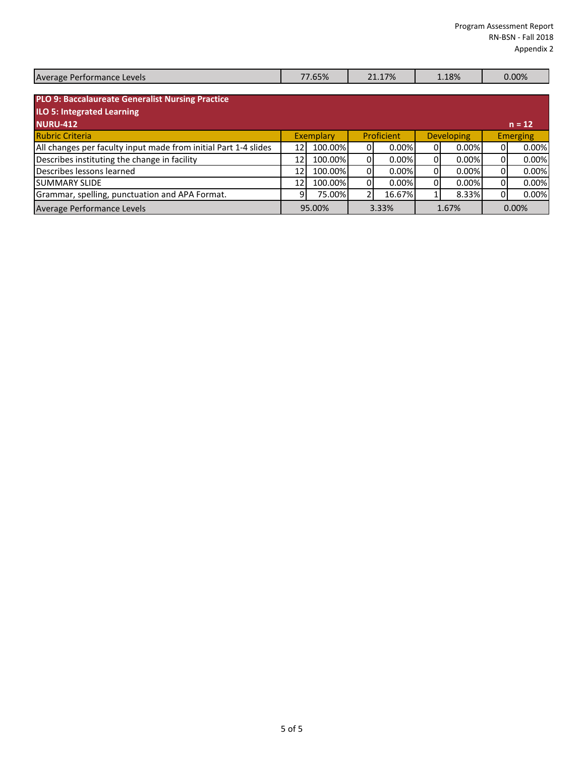| Average Performance Levels | 77.65% | | 21.17% | | 1.18% | | 0.00% | |
|---|---|---|---|---|---|---|---|---|

| PLO 9: Baccalaureate Generalist Nursing Practice<br>ILO 5: Integrated Learning<br>NURU-412 | | | | | | | | n = 12 |
|---|---|---|---|---|---|---|---|---|
| Rubric Criteria | Exemplary | | Proficient | | Developing | | Emerging | |
| All changes per faculty input made from initial Part 1-4 slides | 12 | 100.00% | 0 | 0.00% | 0 | 0.00% | 0 | 0.00% |
| Describes instituting the change in facility | 12 | 100.00% | 0 | 0.00% | 0 | 0.00% | 0 | 0.00% |
| Describes lessons learned | 12 | 100.00% | 0 | 0.00% | 0 | 0.00% | 0 | 0.00% |
| SUMMARY SLIDE | 12 | 100.00% | 0 | 0.00% | 0 | 0.00% | 0 | 0.00% |
| Grammar, spelling, punctuation and APA Format. | 9 | 75.00% | 2 | 16.67% | 1 | 8.33% | 0 | 0.00% |
| Average Performance Levels | 95.00% | | 3.33% | | 1.67% | | 0.00% | |